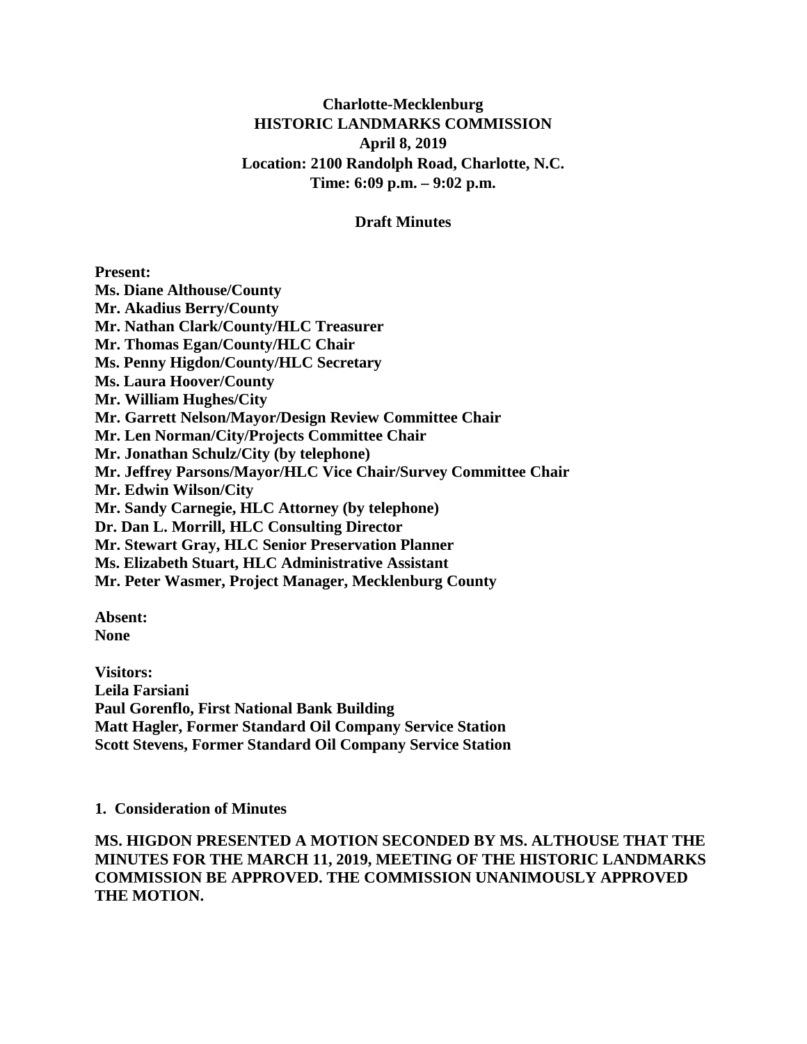# Charlotte-Mecklenburg
# HISTORIC LANDMARKS COMMISSION

**April 8, 2019**
**Location: 2100 Randolph Road, Charlotte, N.C.**
**Time: 6:09 p.m. – 9:02 p.m.**

**Draft Minutes**

**Present:**
**Ms. Diane Althouse/County**
**Mr. Akadius Berry/County**
**Mr. Nathan Clark/County/HLC Treasurer**
**Mr. Thomas Egan/County/HLC Chair**
**Ms. Penny Higdon/County/HLC Secretary**
**Ms. Laura Hoover/County**
**Mr. William Hughes/City**
**Mr. Garrett Nelson/Mayor/Design Review Committee Chair**
**Mr. Len Norman/City/Projects Committee Chair**
**Mr. Jonathan Schulz/City (by telephone)**
**Mr. Jeffrey Parsons/Mayor/HLC Vice Chair/Survey Committee Chair**
**Mr. Edwin Wilson/City**
**Mr. Sandy Carnegie, HLC Attorney (by telephone)**
**Dr. Dan L. Morrill, HLC Consulting Director**
**Mr. Stewart Gray, HLC Senior Preservation Planner**
**Ms. Elizabeth Stuart, HLC Administrative Assistant**
**Mr. Peter Wasmer, Project Manager, Mecklenburg County**

**Absent:**
**None**

**Visitors:**
**Leila Farsiani**
**Paul Gorenflo, First National Bank Building**
**Matt Hagler, Former Standard Oil Company Service Station**
**Scott Stevens, Former Standard Oil Company Service Station**

**1. Consideration of Minutes**

**MS. HIGDON PRESENTED A MOTION SECONDED BY MS. ALTHOUSE THAT THE MINUTES FOR THE MARCH 11, 2019, MEETING OF THE HISTORIC LANDMARKS COMMISSION BE APPROVED. THE COMMISSION UNANIMOUSLY APPROVED THE MOTION.**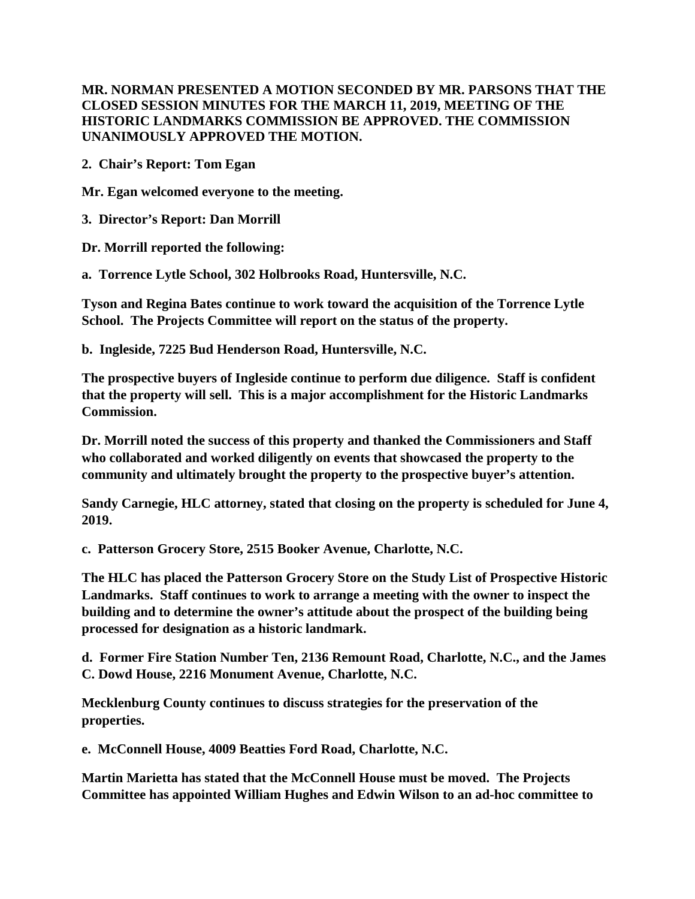**MR. NORMAN PRESENTED A MOTION SECONDED BY MR. PARSONS THAT THE CLOSED SESSION MINUTES FOR THE MARCH 11, 2019, MEETING OF THE HISTORIC LANDMARKS COMMISSION BE APPROVED. THE COMMISSION UNANIMOUSLY APPROVED THE MOTION.**

**2. Chair's Report: Tom Egan**

**Mr. Egan welcomed everyone to the meeting.**

**3. Director's Report: Dan Morrill**

**Dr. Morrill reported the following:**

**a. Torrence Lytle School, 302 Holbrooks Road, Huntersville, N.C.**

**Tyson and Regina Bates continue to work toward the acquisition of the Torrence Lytle School. The Projects Committee will report on the status of the property.**

**b. Ingleside, 7225 Bud Henderson Road, Huntersville, N.C.**

**The prospective buyers of Ingleside continue to perform due diligence. Staff is confident that the property will sell. This is a major accomplishment for the Historic Landmarks Commission.**

**Dr. Morrill noted the success of this property and thanked the Commissioners and Staff who collaborated and worked diligently on events that showcased the property to the community and ultimately brought the property to the prospective buyer's attention.**

**Sandy Carnegie, HLC attorney, stated that closing on the property is scheduled for June 4, 2019.**

**c. Patterson Grocery Store, 2515 Booker Avenue, Charlotte, N.C.**

**The HLC has placed the Patterson Grocery Store on the Study List of Prospective Historic Landmarks. Staff continues to work to arrange a meeting with the owner to inspect the building and to determine the owner's attitude about the prospect of the building being processed for designation as a historic landmark.**

**d. Former Fire Station Number Ten, 2136 Remount Road, Charlotte, N.C., and the James C. Dowd House, 2216 Monument Avenue, Charlotte, N.C.**

**Mecklenburg County continues to discuss strategies for the preservation of the properties.**

**e. McConnell House, 4009 Beatties Ford Road, Charlotte, N.C.**

**Martin Marietta has stated that the McConnell House must be moved. The Projects Committee has appointed William Hughes and Edwin Wilson to an ad-hoc committee to**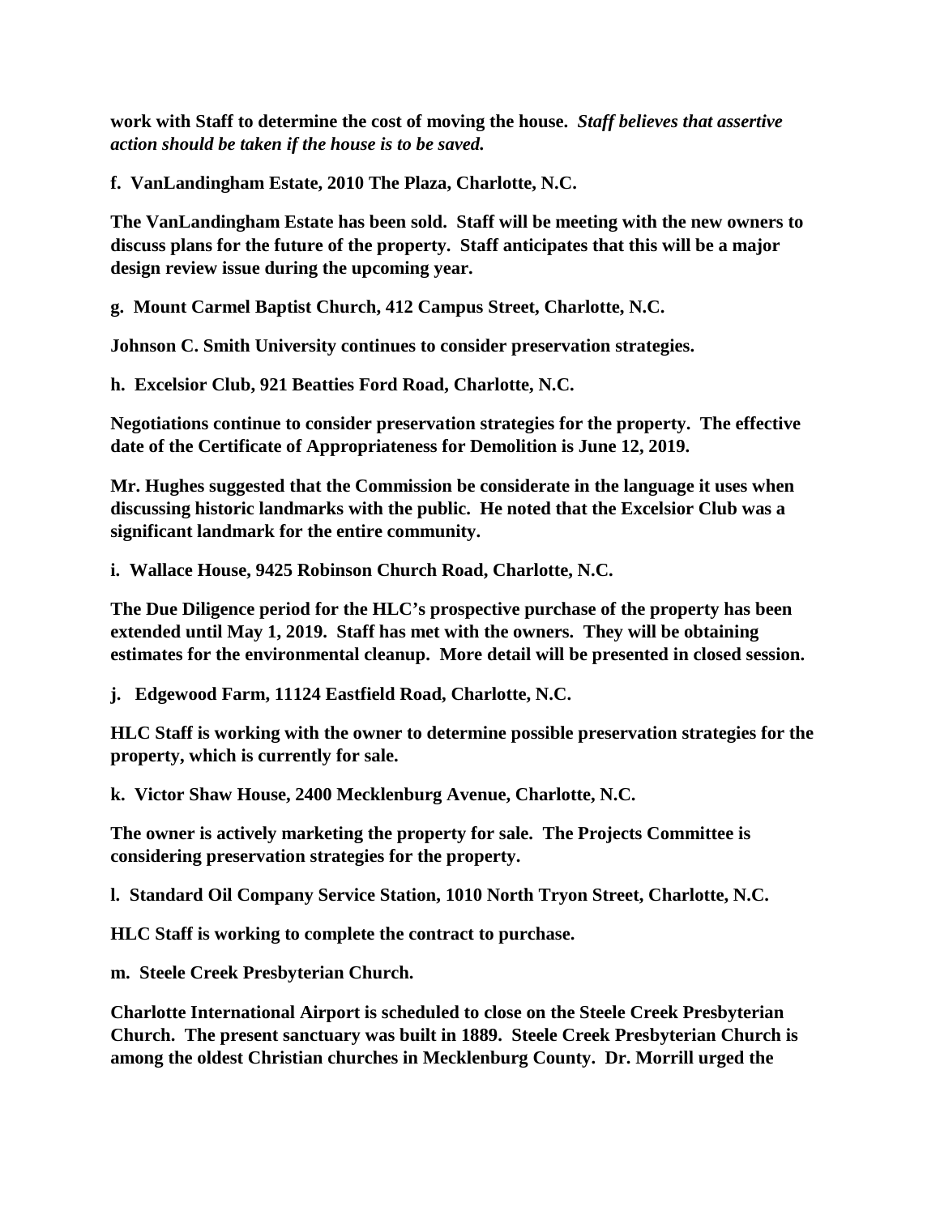**work with Staff to determine the cost of moving the house.** ***Staff believes that assertive action should be taken if the house is to be saved.***

**f. VanLandingham Estate, 2010 The Plaza, Charlotte, N.C.**

**The VanLandingham Estate has been sold. Staff will be meeting with the new owners to discuss plans for the future of the property. Staff anticipates that this will be a major design review issue during the upcoming year.**

**g. Mount Carmel Baptist Church, 412 Campus Street, Charlotte, N.C.**

**Johnson C. Smith University continues to consider preservation strategies.**

**h. Excelsior Club, 921 Beatties Ford Road, Charlotte, N.C.**

**Negotiations continue to consider preservation strategies for the property. The effective date of the Certificate of Appropriateness for Demolition is June 12, 2019.**

**Mr. Hughes suggested that the Commission be considerate in the language it uses when discussing historic landmarks with the public. He noted that the Excelsior Club was a significant landmark for the entire community.**

**i. Wallace House, 9425 Robinson Church Road, Charlotte, N.C.**

**The Due Diligence period for the HLC's prospective purchase of the property has been extended until May 1, 2019. Staff has met with the owners. They will be obtaining estimates for the environmental cleanup. More detail will be presented in closed session.**

**j. Edgewood Farm, 11124 Eastfield Road, Charlotte, N.C.**

**HLC Staff is working with the owner to determine possible preservation strategies for the property, which is currently for sale.**

**k. Victor Shaw House, 2400 Mecklenburg Avenue, Charlotte, N.C.**

**The owner is actively marketing the property for sale. The Projects Committee is considering preservation strategies for the property.**

**l. Standard Oil Company Service Station, 1010 North Tryon Street, Charlotte, N.C.**

**HLC Staff is working to complete the contract to purchase.**

**m. Steele Creek Presbyterian Church.**

**Charlotte International Airport is scheduled to close on the Steele Creek Presbyterian Church. The present sanctuary was built in 1889. Steele Creek Presbyterian Church is among the oldest Christian churches in Mecklenburg County. Dr. Morrill urged the**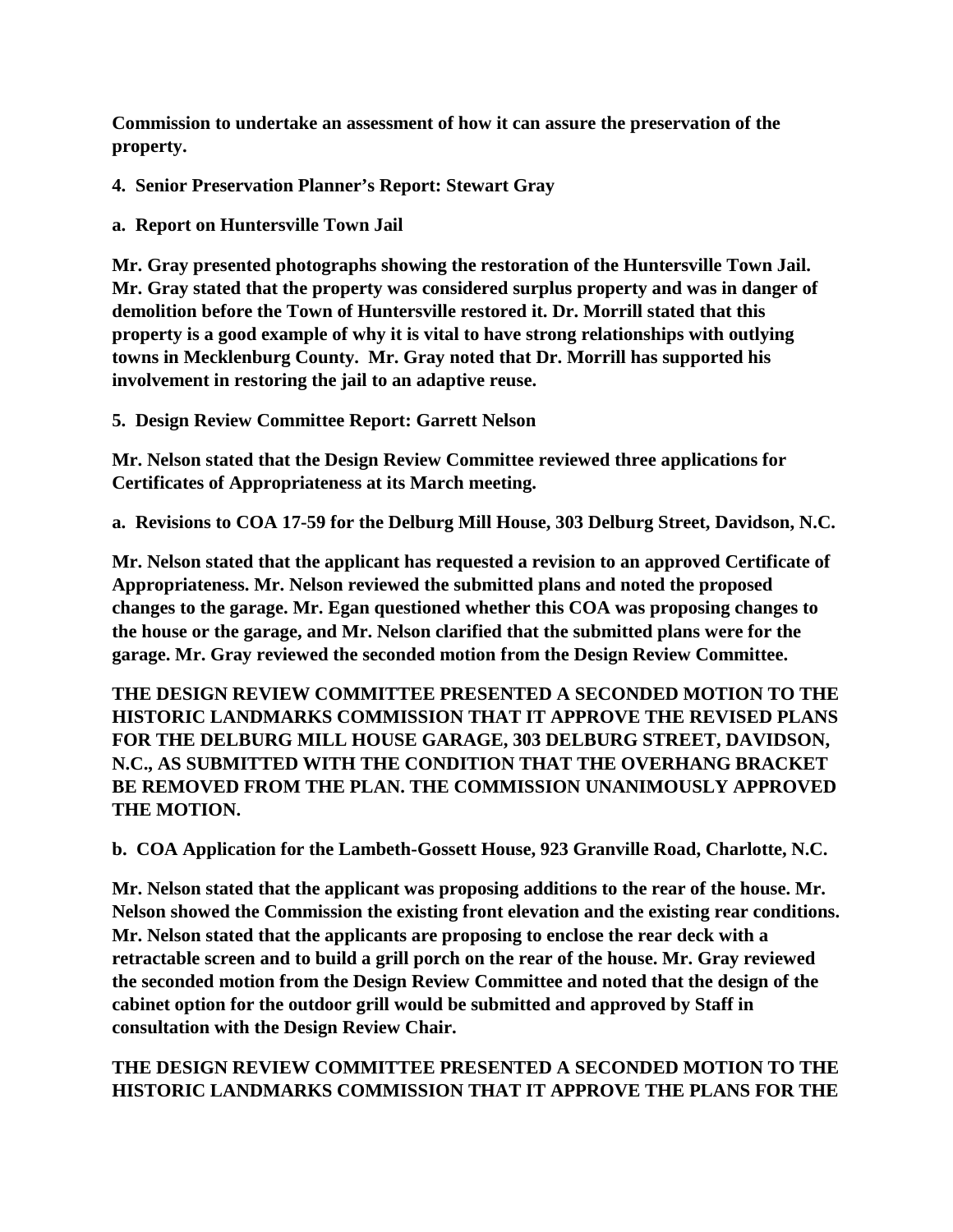**Commission to undertake an assessment of how it can assure the preservation of the property.**

**4. Senior Preservation Planner's Report: Stewart Gray**

**a. Report on Huntersville Town Jail**

**Mr. Gray presented photographs showing the restoration of the Huntersville Town Jail. Mr. Gray stated that the property was considered surplus property and was in danger of demolition before the Town of Huntersville restored it. Dr. Morrill stated that this property is a good example of why it is vital to have strong relationships with outlying towns in Mecklenburg County. Mr. Gray noted that Dr. Morrill has supported his involvement in restoring the jail to an adaptive reuse.**

**5. Design Review Committee Report: Garrett Nelson**

**Mr. Nelson stated that the Design Review Committee reviewed three applications for Certificates of Appropriateness at its March meeting.**

**a. Revisions to COA 17-59 for the Delburg Mill House, 303 Delburg Street, Davidson, N.C.**

**Mr. Nelson stated that the applicant has requested a revision to an approved Certificate of Appropriateness. Mr. Nelson reviewed the submitted plans and noted the proposed changes to the garage. Mr. Egan questioned whether this COA was proposing changes to the house or the garage, and Mr. Nelson clarified that the submitted plans were for the garage. Mr. Gray reviewed the seconded motion from the Design Review Committee.**

**THE DESIGN REVIEW COMMITTEE PRESENTED A SECONDED MOTION TO THE HISTORIC LANDMARKS COMMISSION THAT IT APPROVE THE REVISED PLANS FOR THE DELBURG MILL HOUSE GARAGE, 303 DELBURG STREET, DAVIDSON, N.C., AS SUBMITTED WITH THE CONDITION THAT THE OVERHANG BRACKET BE REMOVED FROM THE PLAN. THE COMMISSION UNANIMOUSLY APPROVED THE MOTION.**

**b. COA Application for the Lambeth-Gossett House, 923 Granville Road, Charlotte, N.C.**

**Mr. Nelson stated that the applicant was proposing additions to the rear of the house. Mr. Nelson showed the Commission the existing front elevation and the existing rear conditions. Mr. Nelson stated that the applicants are proposing to enclose the rear deck with a retractable screen and to build a grill porch on the rear of the house. Mr. Gray reviewed the seconded motion from the Design Review Committee and noted that the design of the cabinet option for the outdoor grill would be submitted and approved by Staff in consultation with the Design Review Chair.**

**THE DESIGN REVIEW COMMITTEE PRESENTED A SECONDED MOTION TO THE HISTORIC LANDMARKS COMMISSION THAT IT APPROVE THE PLANS FOR THE**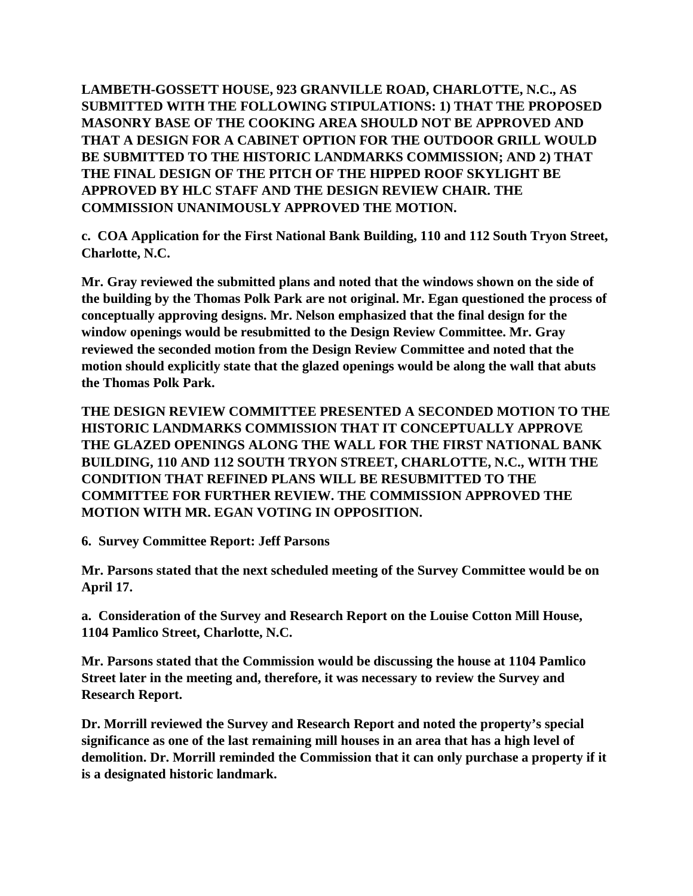**LAMBETH-GOSSETT HOUSE, 923 GRANVILLE ROAD, CHARLOTTE, N.C., AS SUBMITTED WITH THE FOLLOWING STIPULATIONS: 1) THAT THE PROPOSED MASONRY BASE OF THE COOKING AREA SHOULD NOT BE APPROVED AND THAT A DESIGN FOR A CABINET OPTION FOR THE OUTDOOR GRILL WOULD BE SUBMITTED TO THE HISTORIC LANDMARKS COMMISSION; AND 2) THAT THE FINAL DESIGN OF THE PITCH OF THE HIPPED ROOF SKYLIGHT BE APPROVED BY HLC STAFF AND THE DESIGN REVIEW CHAIR. THE COMMISSION UNANIMOUSLY APPROVED THE MOTION.**

**c. COA Application for the First National Bank Building, 110 and 112 South Tryon Street, Charlotte, N.C.**

**Mr. Gray reviewed the submitted plans and noted that the windows shown on the side of the building by the Thomas Polk Park are not original. Mr. Egan questioned the process of conceptually approving designs. Mr. Nelson emphasized that the final design for the window openings would be resubmitted to the Design Review Committee. Mr. Gray reviewed the seconded motion from the Design Review Committee and noted that the motion should explicitly state that the glazed openings would be along the wall that abuts the Thomas Polk Park.**

**THE DESIGN REVIEW COMMITTEE PRESENTED A SECONDED MOTION TO THE HISTORIC LANDMARKS COMMISSION THAT IT CONCEPTUALLY APPROVE THE GLAZED OPENINGS ALONG THE WALL FOR THE FIRST NATIONAL BANK BUILDING, 110 AND 112 SOUTH TRYON STREET, CHARLOTTE, N.C., WITH THE CONDITION THAT REFINED PLANS WILL BE RESUBMITTED TO THE COMMITTEE FOR FURTHER REVIEW. THE COMMISSION APPROVED THE MOTION WITH MR. EGAN VOTING IN OPPOSITION.**

**6. Survey Committee Report: Jeff Parsons**

**Mr. Parsons stated that the next scheduled meeting of the Survey Committee would be on April 17.**

**a. Consideration of the Survey and Research Report on the Louise Cotton Mill House, 1104 Pamlico Street, Charlotte, N.C.**

**Mr. Parsons stated that the Commission would be discussing the house at 1104 Pamlico Street later in the meeting and, therefore, it was necessary to review the Survey and Research Report.**

**Dr. Morrill reviewed the Survey and Research Report and noted the property's special significance as one of the last remaining mill houses in an area that has a high level of demolition. Dr. Morrill reminded the Commission that it can only purchase a property if it is a designated historic landmark.**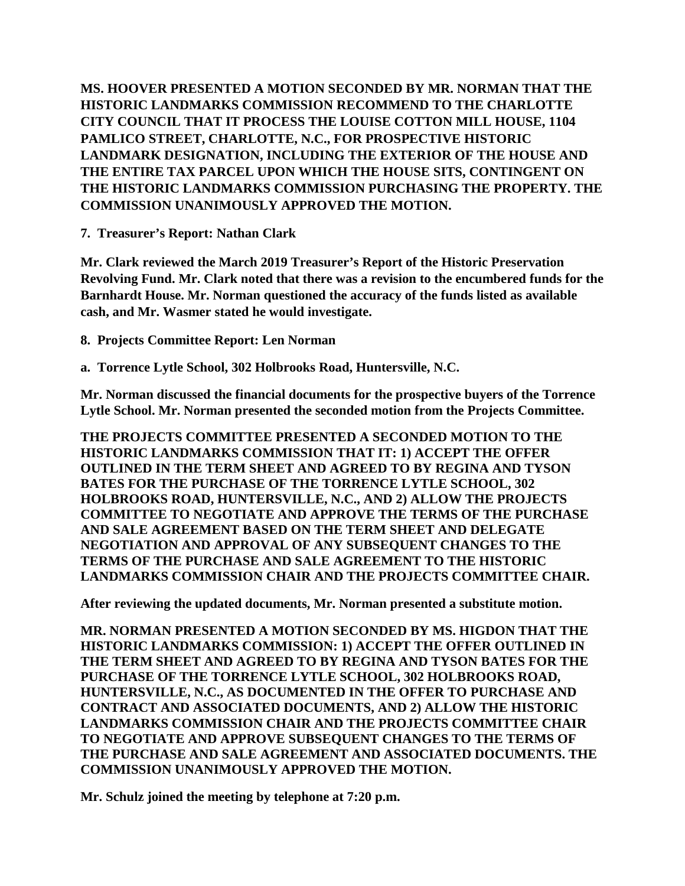**MS. HOOVER PRESENTED A MOTION SECONDED BY MR. NORMAN THAT THE HISTORIC LANDMARKS COMMISSION RECOMMEND TO THE CHARLOTTE CITY COUNCIL THAT IT PROCESS THE LOUISE COTTON MILL HOUSE, 1104 PAMLICO STREET, CHARLOTTE, N.C., FOR PROSPECTIVE HISTORIC LANDMARK DESIGNATION, INCLUDING THE EXTERIOR OF THE HOUSE AND THE ENTIRE TAX PARCEL UPON WHICH THE HOUSE SITS, CONTINGENT ON THE HISTORIC LANDMARKS COMMISSION PURCHASING THE PROPERTY. THE COMMISSION UNANIMOUSLY APPROVED THE MOTION.**

**7. Treasurer's Report: Nathan Clark**

**Mr. Clark reviewed the March 2019 Treasurer's Report of the Historic Preservation Revolving Fund. Mr. Clark noted that there was a revision to the encumbered funds for the Barnhardt House. Mr. Norman questioned the accuracy of the funds listed as available cash, and Mr. Wasmer stated he would investigate.**

**8. Projects Committee Report: Len Norman**

**a. Torrence Lytle School, 302 Holbrooks Road, Huntersville, N.C.**

**Mr. Norman discussed the financial documents for the prospective buyers of the Torrence Lytle School. Mr. Norman presented the seconded motion from the Projects Committee.**

**THE PROJECTS COMMITTEE PRESENTED A SECONDED MOTION TO THE HISTORIC LANDMARKS COMMISSION THAT IT: 1) ACCEPT THE OFFER OUTLINED IN THE TERM SHEET AND AGREED TO BY REGINA AND TYSON BATES FOR THE PURCHASE OF THE TORRENCE LYTLE SCHOOL, 302 HOLBROOKS ROAD, HUNTERSVILLE, N.C., AND 2) ALLOW THE PROJECTS COMMITTEE TO NEGOTIATE AND APPROVE THE TERMS OF THE PURCHASE AND SALE AGREEMENT BASED ON THE TERM SHEET AND DELEGATE NEGOTIATION AND APPROVAL OF ANY SUBSEQUENT CHANGES TO THE TERMS OF THE PURCHASE AND SALE AGREEMENT TO THE HISTORIC LANDMARKS COMMISSION CHAIR AND THE PROJECTS COMMITTEE CHAIR.**

**After reviewing the updated documents, Mr. Norman presented a substitute motion.**

**MR. NORMAN PRESENTED A MOTION SECONDED BY MS. HIGDON THAT THE HISTORIC LANDMARKS COMMISSION: 1) ACCEPT THE OFFER OUTLINED IN THE TERM SHEET AND AGREED TO BY REGINA AND TYSON BATES FOR THE PURCHASE OF THE TORRENCE LYTLE SCHOOL, 302 HOLBROOKS ROAD, HUNTERSVILLE, N.C., AS DOCUMENTED IN THE OFFER TO PURCHASE AND CONTRACT AND ASSOCIATED DOCUMENTS, AND 2) ALLOW THE HISTORIC LANDMARKS COMMISSION CHAIR AND THE PROJECTS COMMITTEE CHAIR TO NEGOTIATE AND APPROVE SUBSEQUENT CHANGES TO THE TERMS OF THE PURCHASE AND SALE AGREEMENT AND ASSOCIATED DOCUMENTS. THE COMMISSION UNANIMOUSLY APPROVED THE MOTION.**

**Mr. Schulz joined the meeting by telephone at 7:20 p.m.**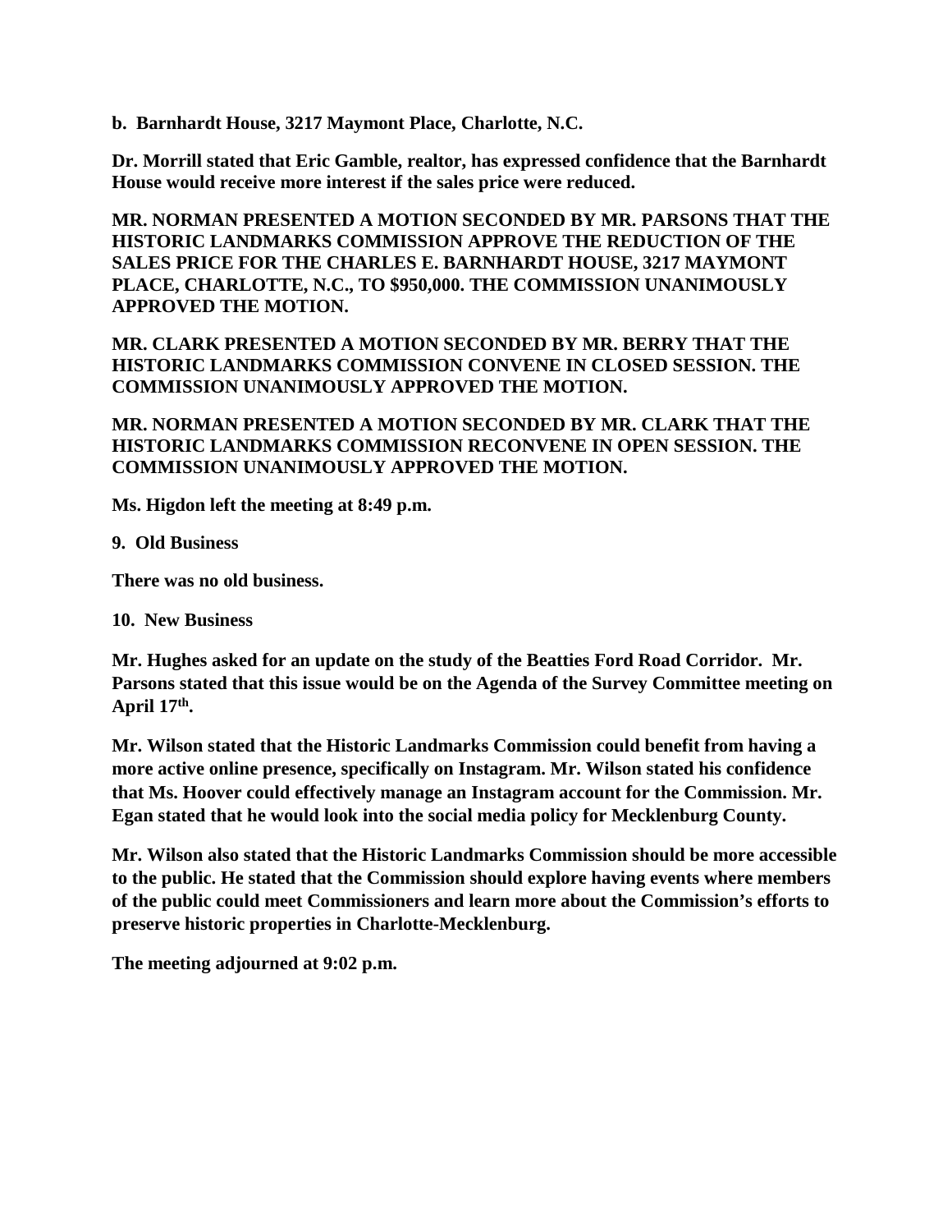**b. Barnhardt House, 3217 Maymont Place, Charlotte, N.C.**

**Dr. Morrill stated that Eric Gamble, realtor, has expressed confidence that the Barnhardt House would receive more interest if the sales price were reduced.**

**MR. NORMAN PRESENTED A MOTION SECONDED BY MR. PARSONS THAT THE HISTORIC LANDMARKS COMMISSION APPROVE THE REDUCTION OF THE SALES PRICE FOR THE CHARLES E. BARNHARDT HOUSE, 3217 MAYMONT PLACE, CHARLOTTE, N.C., TO $950,000. THE COMMISSION UNANIMOUSLY APPROVED THE MOTION.**

**MR. CLARK PRESENTED A MOTION SECONDED BY MR. BERRY THAT THE HISTORIC LANDMARKS COMMISSION CONVENE IN CLOSED SESSION. THE COMMISSION UNANIMOUSLY APPROVED THE MOTION.**

**MR. NORMAN PRESENTED A MOTION SECONDED BY MR. CLARK THAT THE HISTORIC LANDMARKS COMMISSION RECONVENE IN OPEN SESSION. THE COMMISSION UNANIMOUSLY APPROVED THE MOTION.**

**Ms. Higdon left the meeting at 8:49 p.m.**

**9. Old Business**

**There was no old business.**

**10. New Business**

**Mr. Hughes asked for an update on the study of the Beatties Ford Road Corridor. Mr. Parsons stated that this issue would be on the Agenda of the Survey Committee meeting on April 17th.**

**Mr. Wilson stated that the Historic Landmarks Commission could benefit from having a more active online presence, specifically on Instagram. Mr. Wilson stated his confidence that Ms. Hoover could effectively manage an Instagram account for the Commission. Mr. Egan stated that he would look into the social media policy for Mecklenburg County.**

**Mr. Wilson also stated that the Historic Landmarks Commission should be more accessible to the public. He stated that the Commission should explore having events where members of the public could meet Commissioners and learn more about the Commission's efforts to preserve historic properties in Charlotte-Mecklenburg.**

**The meeting adjourned at 9:02 p.m.**